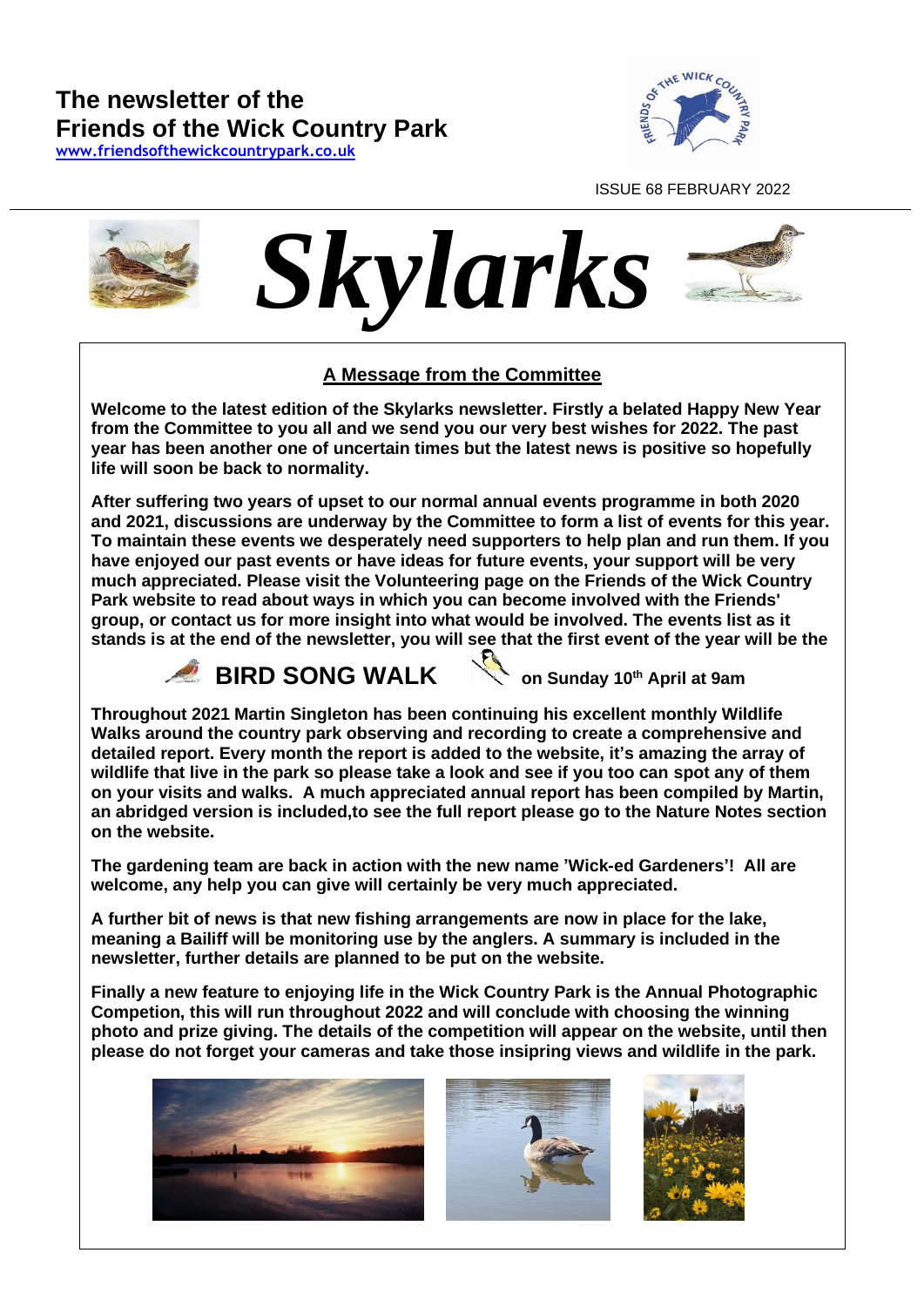# The newsletter of the Friends of the Wick Country Park

www.friendsofthewickcountrypark.co.uk

ISSUE 68 FEBRUARY 2022

# *Skylarks*

## A Message from the Committee

**Welcome to the latest edition of the Skylarks newsletter. Firstly a belated Happy New Year from the Committee to you all and we send you our very best wishes for 2022. The past year has been another one of uncertain times but the latest news is positive so hopefully life will soon be back to normality.**

**After suffering two years of upset to our normal annual events programme in both 2020 and 2021, discussions are underway by the Committee to form a list of events for this year. To maintain these events we desperately need supporters to help plan and run them. If you have enjoyed our past events or have ideas for future events, your support will be very much appreciated. Please visit the Volunteering page on the Friends of the Wick Country Park website to read about ways in which you can become involved with the Friends' group, or contact us for more insight into what would be involved. The events list as it stands is at the end of the newsletter, you will see that the first event of the year will be the**

**BIRD SONG WALK on Sunday 10th April at 9am**

**Throughout 2021 Martin Singleton has been continuing his excellent monthly Wildlife Walks around the country park observing and recording to create a comprehensive and detailed report. Every month the report is added to the website, it's amazing the array of wildlife that live in the park so please take a look and see if you too can spot any of them on your visits and walks. A much appreciated annual report has been compiled by Martin, an abridged version is included,to see the full report please go to the Nature Notes section on the website.**

**The gardening team are back in action with the new name 'Wick-ed Gardeners'! All are welcome, any help you can give will certainly be very much appreciated.**

**A further bit of news is that new fishing arrangements are now in place for the lake, meaning a Bailiff will be monitoring use by the anglers. A summary is included in the newsletter, further details are planned to be put on the website.**

**Finally a new feature to enjoying life in the Wick Country Park is the Annual Photographic Competion, this will run throughout 2022 and will conclude with choosing the winning photo and prize giving. The details of the competition will appear on the website, until then please do not forget your cameras and take those insiping views and wildlife in the park.**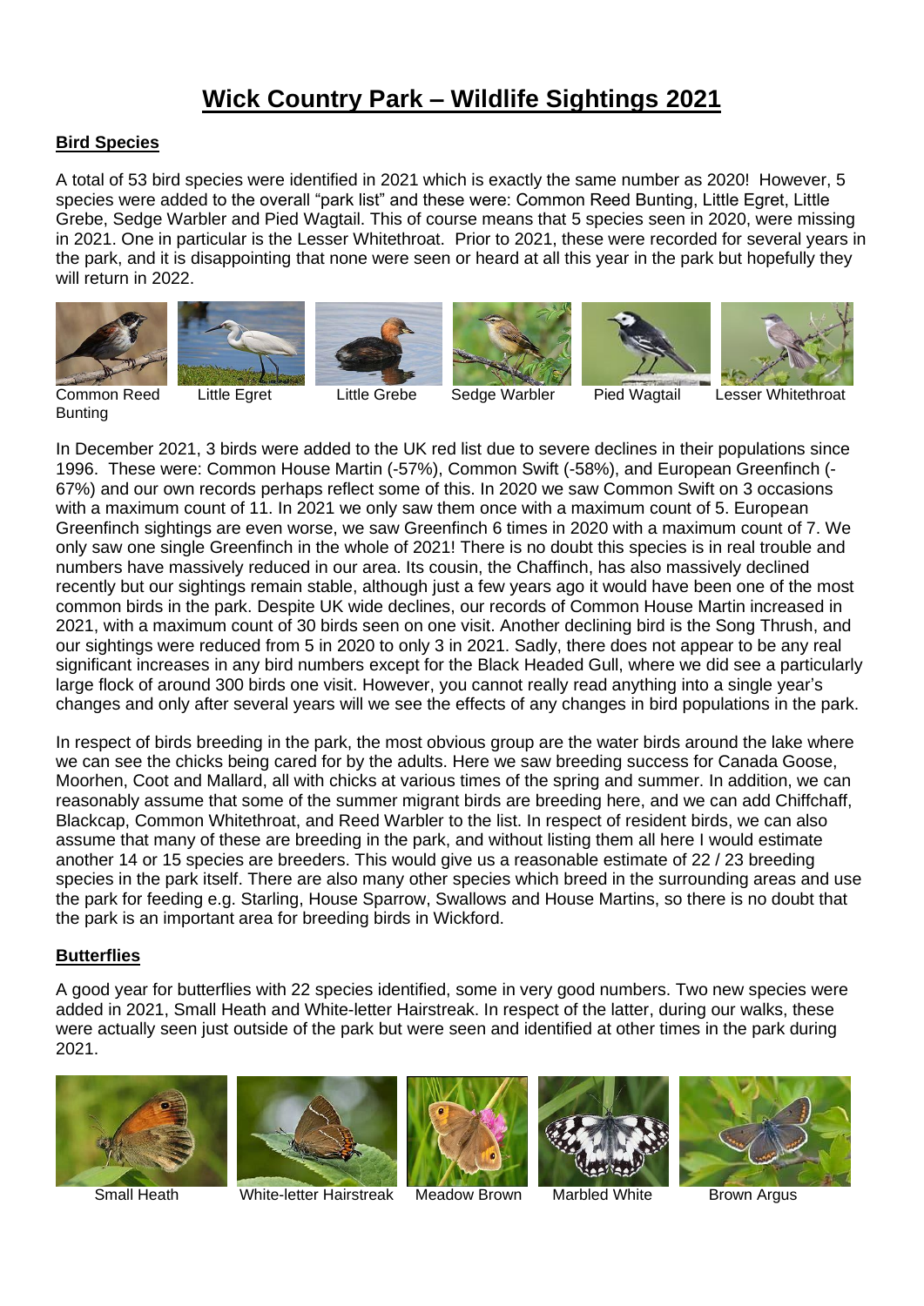# Wick Country Park – Wildlife Sightings 2021

## Bird Species

A total of 53 bird species were identified in 2021 which is exactly the same number as 2020! However, 5 species were added to the overall "park list" and these were: Common Reed Bunting, Little Egret, Little Grebe, Sedge Warbler and Pied Wagtail. This of course means that 5 species seen in 2020, were missing in 2021. One in particular is the Lesser Whitethroat. Prior to 2021, these were recorded for several years in the park, and it is disappointing that none were seen or heard at all this year in the park but hopefully they will return in 2022.

Common Reed Bunting | Little Egret | Little Grebe | Sedge Warbler | Pied Wagtail | Lesser Whitethroat

In December 2021, 3 birds were added to the UK red list due to severe declines in their populations since 1996. These were: Common House Martin (-57%), Common Swift (-58%), and European Greenfinch (-67%) and our own records perhaps reflect some of this. In 2020 we saw Common Swift on 3 occasions with a maximum count of 11. In 2021 we only saw them once with a maximum count of 5. European Greenfinch sightings are even worse, we saw Greenfinch 6 times in 2020 with a maximum count of 7. We only saw one single Greenfinch in the whole of 2021! There is no doubt this species is in real trouble and numbers have massively reduced in our area. Its cousin, the Chaffinch, has also massively declined recently but our sightings remain stable, although just a few years ago it would have been one of the most common birds in the park. Despite UK wide declines, our records of Common House Martin increased in 2021, with a maximum count of 30 birds seen on one visit. Another declining bird is the Song Thrush, and our sightings were reduced from 5 in 2020 to only 3 in 2021. Sadly, there does not appear to be any real significant increases in any bird numbers except for the Black Headed Gull, where we did see a particularly large flock of around 300 birds one visit. However, you cannot really read anything into a single year's changes and only after several years will we see the effects of any changes in bird populations in the park.

In respect of birds breeding in the park, the most obvious group are the water birds around the lake where we can see the chicks being cared for by the adults. Here we saw breeding success for Canada Goose, Moorhen, Coot and Mallard, all with chicks at various times of the spring and summer. In addition, we can reasonably assume that some of the summer migrant birds are breeding here, and we can add Chiffchaff, Blackcap, Common Whitethroat, and Reed Warbler to the list. In respect of resident birds, we can also assume that many of these are breeding in the park, and without listing them all here I would estimate another 14 or 15 species are breeders. This would give us a reasonable estimate of 22 / 23 breeding species in the park itself. There are also many other species which breed in the surrounding areas and use the park for feeding e.g. Starling, House Sparrow, Swallows and House Martins, so there is no doubt that the park is an important area for breeding birds in Wickford.

## Butterflies

A good year for butterflies with 22 species identified, some in very good numbers. Two new species were added in 2021, Small Heath and White-letter Hairstreak. In respect of the latter, during our walks, these were actually seen just outside of the park but were seen and identified at other times in the park during 2021.

Small Heath | White-letter Hairstreak | Meadow Brown | Marbled White | Brown Argus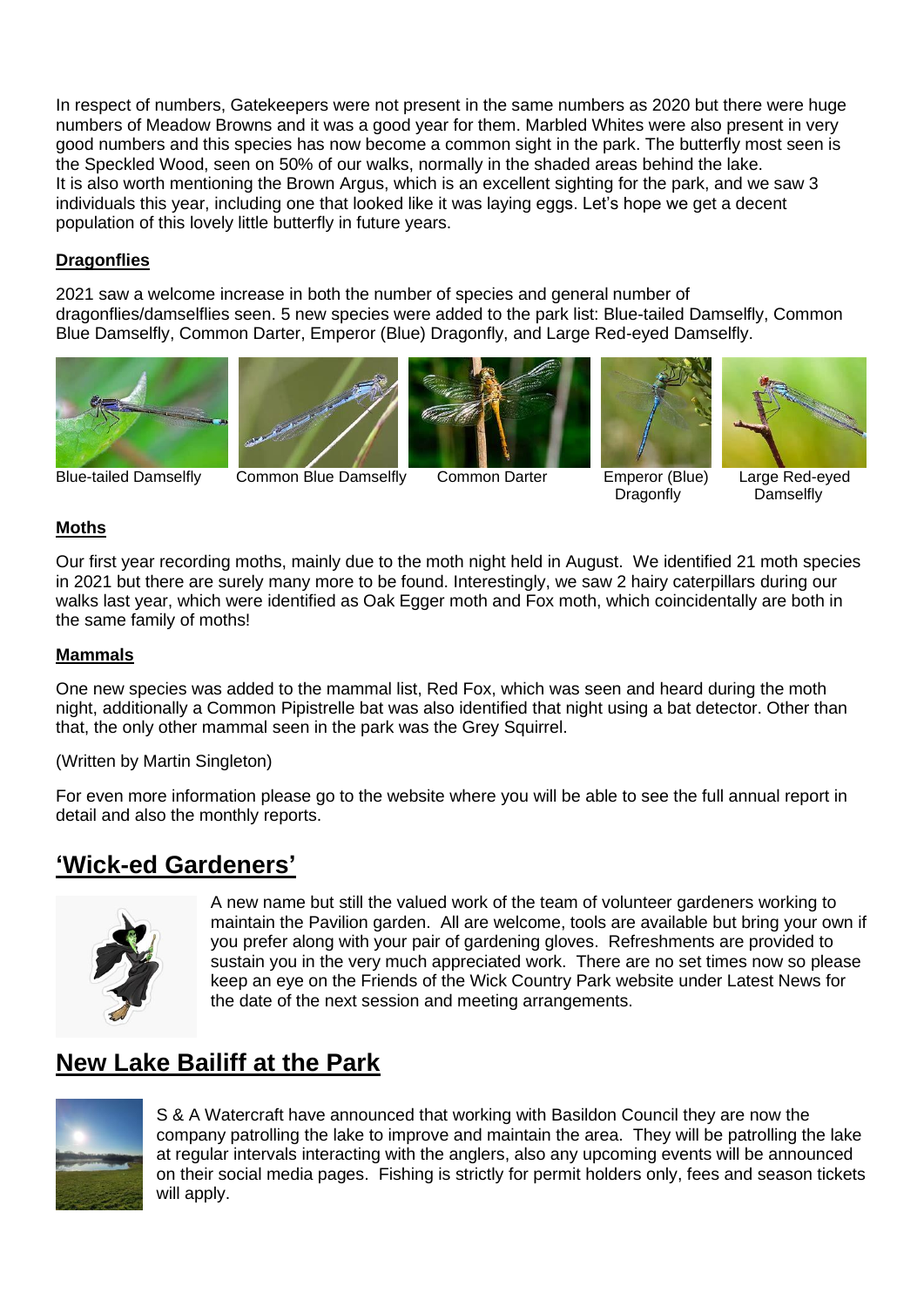In respect of numbers, Gatekeepers were not present in the same numbers as 2020 but there were huge numbers of Meadow Browns and it was a good year for them. Marbled Whites were also present in very good numbers and this species has now become a common sight in the park. The butterfly most seen is the Speckled Wood, seen on 50% of our walks, normally in the shaded areas behind the lake.
It is also worth mentioning the Brown Argus, which is an excellent sighting for the park, and we saw 3 individuals this year, including one that looked like it was laying eggs. Let's hope we get a decent population of this lovely little butterfly in future years.

**Dragonflies**

2021 saw a welcome increase in both the number of species and general number of dragonflies/damselflies seen. 5 new species were added to the park list: Blue-tailed Damselfly, Common Blue Damselfly, Common Darter, Emperor (Blue) Dragonfly, and Large Red-eyed Damselfly.

Blue-tailed Damselfly

Common Blue Damselfly

Common Darter

Emperor (Blue) Dragonfly

Large Red-eyed Damselfly

**Moths**

Our first year recording moths, mainly due to the moth night held in August. We identified 21 moth species in 2021 but there are surely many more to be found. Interestingly, we saw 2 hairy caterpillars during our walks last year, which were identified as Oak Egger moth and Fox moth, which coincidentally are both in the same family of moths!

**Mammals**

One new species was added to the mammal list, Red Fox, which was seen and heard during the moth night, additionally a Common Pipistrelle bat was also identified that night using a bat detector. Other than that, the only other mammal seen in the park was the Grey Squirrel.

(Written by Martin Singleton)

For even more information please go to the website where you will be able to see the full annual report in detail and also the monthly reports.

## 'Wick-ed Gardeners'

A new name but still the valued work of the team of volunteer gardeners working to maintain the Pavilion garden. All are welcome, tools are available but bring your own if you prefer along with your pair of gardening gloves. Refreshments are provided to sustain you in the very much appreciated work. There are no set times now so please keep an eye on the Friends of the Wick Country Park website under Latest News for the date of the next session and meeting arrangements.

## New Lake Bailiff at the Park

S & A Watercraft have announced that working with Basildon Council they are now the company patrolling the lake to improve and maintain the area. They will be patrolling the lake at regular intervals interacting with the anglers, also any upcoming events will be announced on their social media pages. Fishing is strictly for permit holders only, fees and season tickets will apply.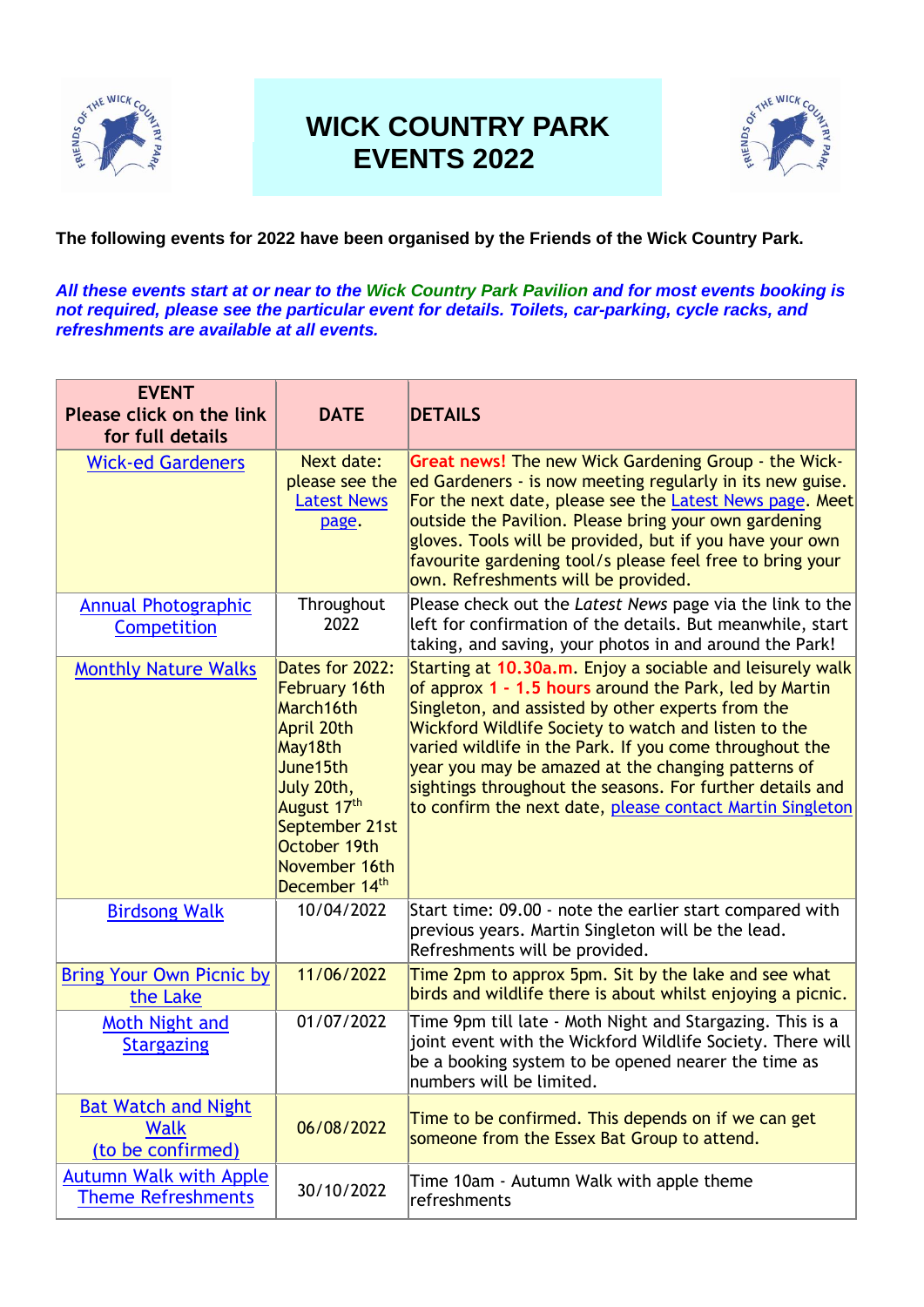# WICK COUNTRY PARK EVENTS 2022

**The following events for 2022 have been organised by the Friends of the Wick Country Park.**

***All these events start at or near to the Wick Country Park Pavilion and for most events booking is not required, please see the particular event for details. Toilets, car-parking, cycle racks, and refreshments are available at all events.***

| EVENT Please click on the link for full details | DATE | DETAILS |
|---|---|---|
| Wick-ed Gardeners | Next date: please see the Latest News page. | Great news! The new Wick Gardening Group - the Wick-ed Gardeners - is now meeting regularly in its new guise. For the next date, please see the Latest News page. Meet outside the Pavilion. Please bring your own gardening gloves. Tools will be provided, but if you have your own favourite gardening tool/s please feel free to bring your own. Refreshments will be provided. |
| Annual Photographic Competition | Throughout 2022 | Please check out the *Latest News* page via the link to the left for confirmation of the details. But meanwhile, start taking, and saving, your photos in and around the Park! |
| Monthly Nature Walks | Dates for 2022: February 16th March16th April 20th May18th June15th July 20th, August 17th September 21st October 19th November 16th December 14th | Starting at 10.30a.m. Enjoy a sociable and leisurely walk of approx 1 - 1.5 hours around the Park, led by Martin Singleton, and assisted by other experts from the Wickford Wildlife Society to watch and listen to the varied wildlife in the Park. If you come throughout the year you may be amazed at the changing patterns of sightings throughout the seasons. For further details and to confirm the next date, please contact Martin Singleton |
| Birdsong Walk | 10/04/2022 | Start time: 09.00 - note the earlier start compared with previous years. Martin Singleton will be the lead. Refreshments will be provided. |
| Bring Your Own Picnic by the Lake | 11/06/2022 | Time 2pm to approx 5pm. Sit by the lake and see what birds and wildlife there is about whilst enjoying a picnic. |
| Moth Night and Stargazing | 01/07/2022 | Time 9pm till late - Moth Night and Stargazing. This is a joint event with the Wickford Wildlife Society. There will be a booking system to be opened nearer the time as numbers will be limited. |
| Bat Watch and Night Walk (to be confirmed) | 06/08/2022 | Time to be confirmed. This depends on if we can get someone from the Essex Bat Group to attend. |
| Autumn Walk with Apple Theme Refreshments | 30/10/2022 | Time 10am - Autumn Walk with apple theme refreshments |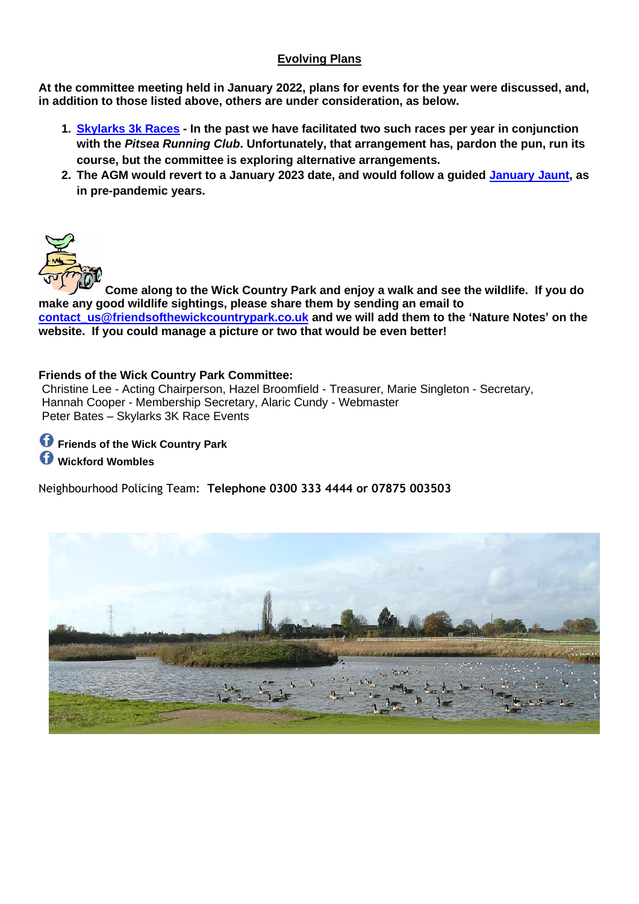## Evolving Plans

**At the committee meeting held in January 2022, plans for events for the year were discussed, and, in addition to those listed above, others are under consideration, as below.**

1. **Skylarks 3k Races - In the past we have facilitated two such races per year in conjunction with the *Pitsea Running Club*. Unfortunately, that arrangement has, pardon the pun, run its course, but the committee is exploring alternative arrangements.**
2. **The AGM would revert to a January 2023 date, and would follow a guided January Jaunt, as in pre-pandemic years.**

**Come along to the Wick Country Park and enjoy a walk and see the wildlife. If you do make any good wildlife sightings, please share them by sending an email to contact_us@friendsofthewickcountrypark.co.uk and we will add them to the 'Nature Notes' on the website. If you could manage a picture or two that would be even better!**

**Friends of the Wick Country Park Committee:**
Christine Lee - Acting Chairperson, Hazel Broomfield - Treasurer, Marie Singleton - Secretary, Hannah Cooper - Membership Secretary, Alaric Cundy - Webmaster
Peter Bates – Skylarks 3K Race Events

**Friends of the Wick Country Park**
**Wickford Wombles**

Neighbourhood Policing Team: **Telephone 0300 333 4444 or 07875 003503**